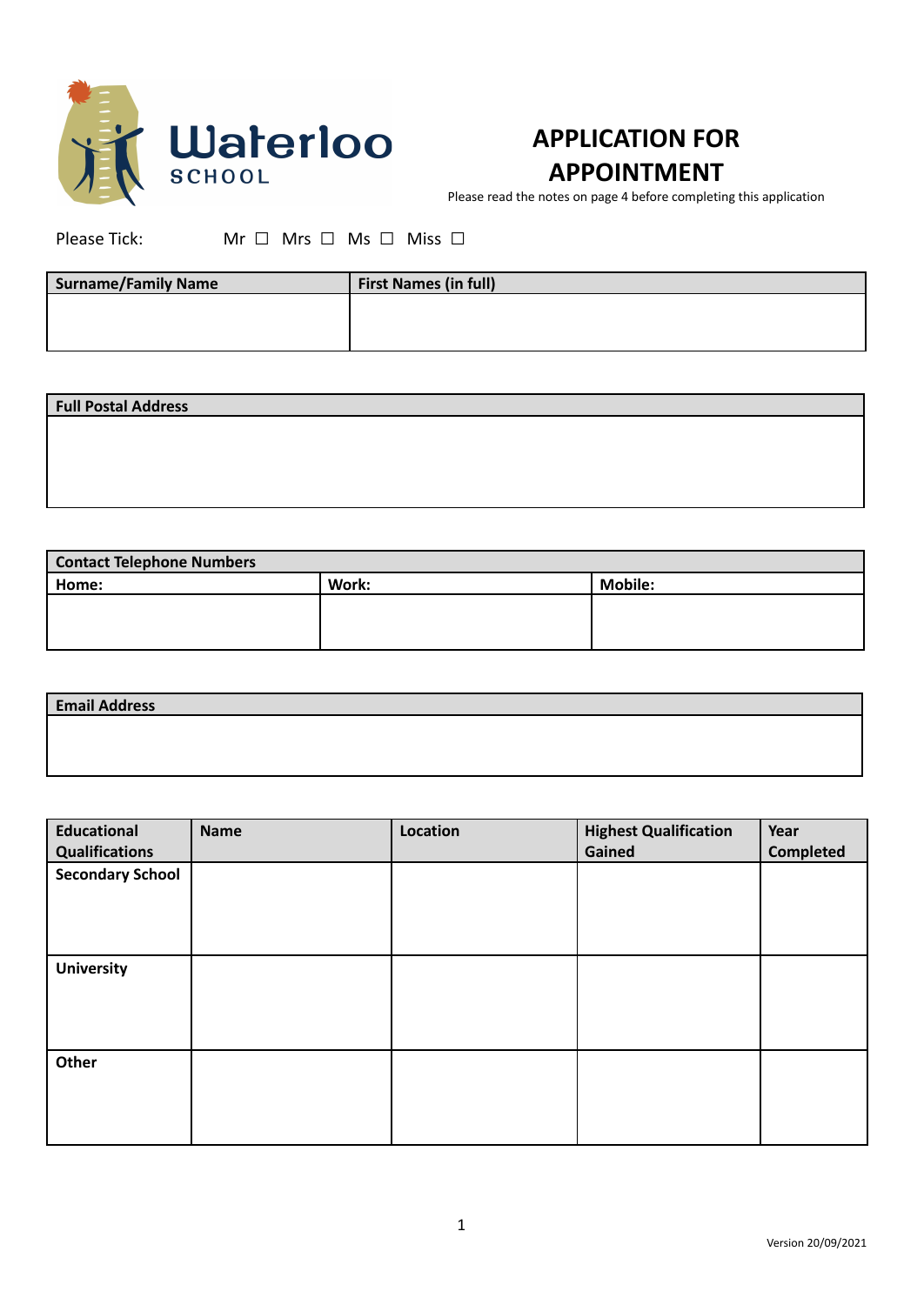Waterloo SCHOOL

# APPLICATION FOR APPOINTMENT

Please read the notes on page 4 before completing this application

Please Tick: Mr ☐ Mrs ☐ Ms ☐ Miss ☐

| Surname/Family Name | First Names (in full) |
|---|---|
| | |

| Full Postal Address |
|---|
| |

| Contact Telephone Numbers | | |
|---|---|---|
| Home: | Work: | Mobile: |
| | | |

| Email Address |
|---|
| |

| Educational Qualifications | Name | Location | Highest Qualification Gained | Year Completed |
|---|---|---|---|---|
| Secondary School | | | | |
| University | | | | |
| Other | | | | |

Version 20/09/2021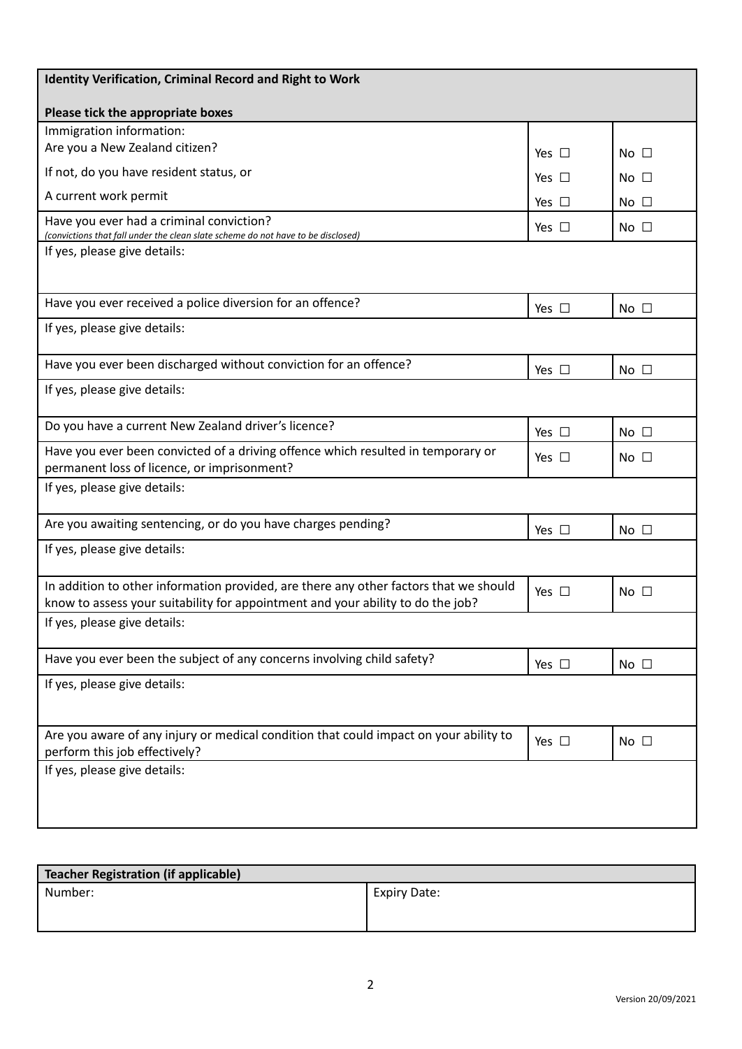| **Identity Verification, Criminal Record and Right to Work**<br><br>**Please tick the appropriate boxes** | | |
|---|---|---|
| Immigration information:<br>Are you a New Zealand citizer? | Yes ☐ | No ☐ |
| If not, do you have resident status, or | Yes ☐ | No ☐ |
| A current work permit | Yes ☐ | No ☐ |
| Have you ever had a criminal conviction?<br>*(convictions that fall under the clean slate scheme do not have to be disclosed)* | Yes ☐ | No ☐ |
| If yes, please give details: | | |
| Have you ever received a police diversion for an offence? | Yes ☐ | No ☐ |
| If yes, please give details: | | |
| Have you ever been discharged without conviction for an offence? | Yes ☐ | No ☐ |
| If yes, please give details: | | |
| Do you have a current New Zealand driver's licence? | Yes ☐ | No ☐ |
| Have you ever been convicted of a driving offence which resulted in temporary or permanent loss of licence, or imprisonment? | Yes ☐ | No ☐ |
| If yes, please give details: | | |
| Are you awaiting sentencing, or do you have charges pending? | Yes ☐ | No ☐ |
| If yes, please give details: | | |
| In addition to other information provided, are there any other factors that we should know to assess your suitability for appointment and your ability to do the job? | Yes ☐ | No ☐ |
| If yes, please give details: | | |
| Have you ever been the subject of any concerns involving child safety? | Yes ☐ | No ☐ |
| If yes, please give details: | | |
| Are you aware of any injury or medical condition that could impact on your ability to perform this job effectively? | Yes ☐ | No ☐ |
| If yes, please give details: | | |

| **Teacher Registration (if applicable)** | |
|---|---|
| Number: | Expiry Date: |

Version 20/09/2021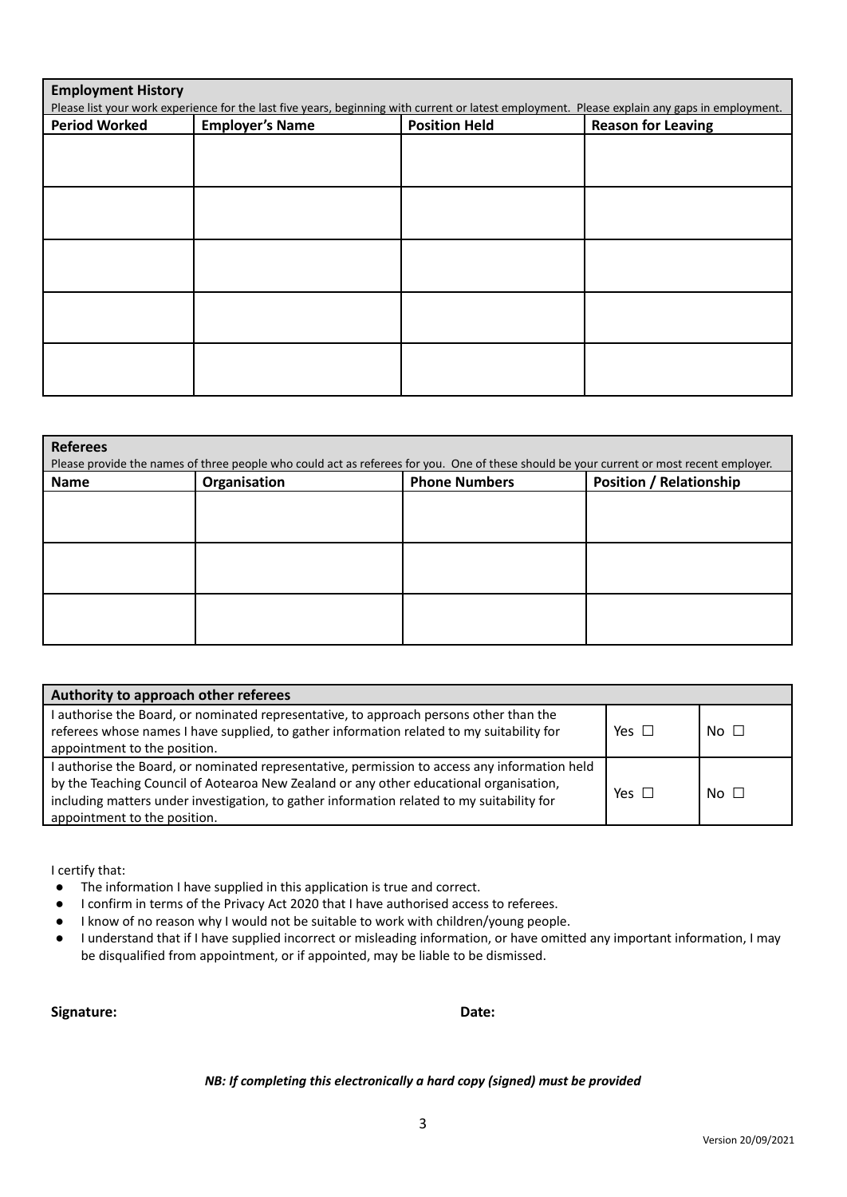**Employment History**

Please list your work experience for the last five years, beginning with current or latest employment. Please explain any gaps in employment.

| Period Worked | Employer's Name | Position Held | Reason for Leaving |
| --- | --- | --- | --- |
| | | | |
| | | | |
| | | | |
| | | | |
| | | | |

**Referees**

Please provide the names of three people who could act as referees for you. One of these should be your current or most recent employer.

| Name | Organisation | Phone Numbers | Position / Relationship |
| --- | --- | --- | --- |
| | | | |
| | | | |
| | | | |

| Authority to approach other referees | | |
| --- | --- | --- |
| I authorise the Board, or nominated representative, to approach persons other than the referees whose names I have supplied, to gather information related to my suitability for appointment to the position. | Yes ☐ | No ☐ |
| I authorise the Board, or nominated representative, permission to access any information held by the Teaching Council of Aotearoa New Zealand or any other educational organisation, including matters under investigation, to gather information related to my suitability for appointment to the position. | Yes ☐ | No ☐ |

I certify that:

- The information I have supplied in this application is true and correct.
- I confirm in terms of the Privacy Act 2020 that I have authorised access to referees.
- I know of no reason why I would not be suitable to work with children/young people.
- I understand that if I have supplied incorrect or misleading information, or have omitted any important information, I may be disqualified from appointment, or if appointed, may be liable to be dismissed.

**Signature:** **Date:**

***NB: If completing this electronically a hard copy (signed) must be provided***

Version 20/09/2021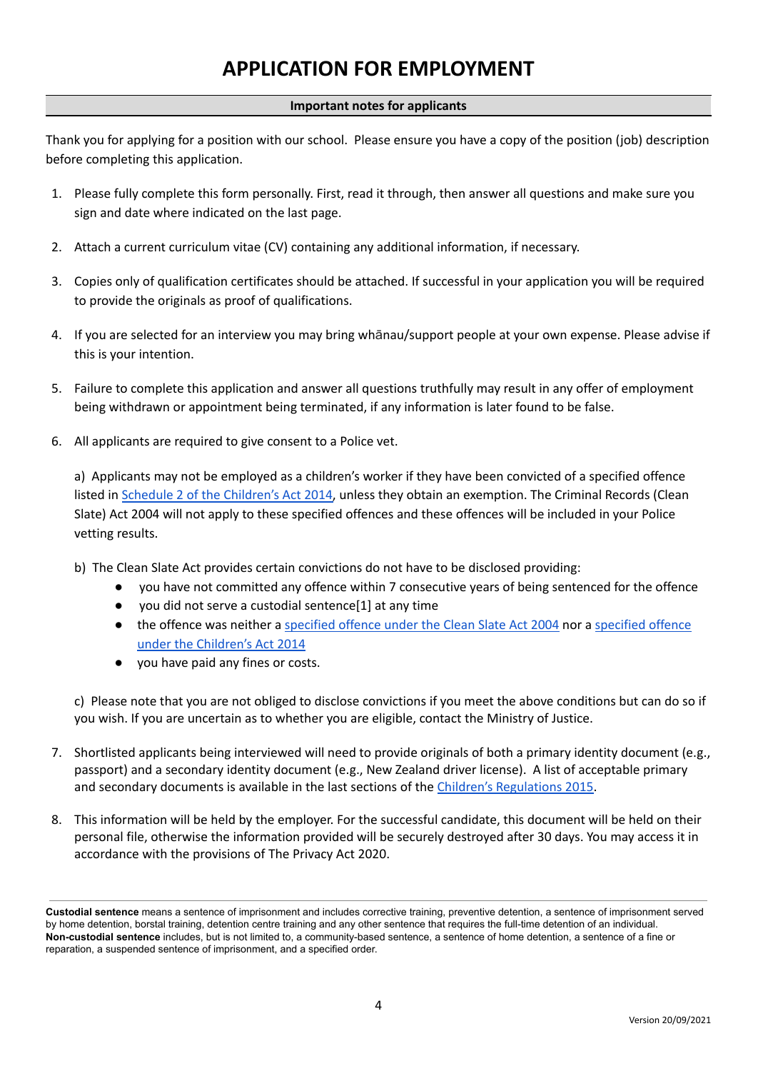# APPLICATION FOR EMPLOYMENT

**Important notes for applicants**

Thank you for applying for a position with our school. Please ensure you have a copy of the position (job) description before completing this application.

1. Please fully complete this form personally. First, read it through, then answer all questions and make sure you sign and date where indicated on the last page.

2. Attach a current curriculum vitae (CV) containing any additional information, if necessary.

3. Copies only of qualification certificates should be attached. If successful in your application you will be required to provide the originals as proof of qualifications.

4. If you are selected for an interview you may bring whānau/support people at your own expense. Please advise if this is your intention.

5. Failure to complete this application and answer all questions truthfully may result in any offer of employment being withdrawn or appointment being terminated, if any information is later found to be false.

6. All applicants are required to give consent to a Police vet.

   a) Applicants may not be employed as a children's worker if they have been convicted of a specified offence listed in Schedule 2 of the Children's Act 2014, unless they obtain an exemption. The Criminal Records (Clean Slate) Act 2004 will not apply to these specified offences and these offences will be included in your Police vetting results.

   b) The Clean Slate Act provides certain convictions do not have to be disclosed providing:
   - you have not committed any offence within 7 consecutive years of being sentenced for the offence
   - you did not serve a custodial sentence[1] at any time
   - the offence was neither a specified offence under the Clean Slate Act 2004 nor a specified offence under the Children's Act 2014
   - you have paid any fines or costs.

   c) Please note that you are not obliged to disclose convictions if you meet the above conditions but can do so if you wish. If you are uncertain as to whether you are eligible, contact the Ministry of Justice.

7. Shortlisted applicants being interviewed will need to provide originals of both a primary identity document (e.g., passport) and a secondary identity document (e.g., New Zealand driver license). A list of acceptable primary and secondary documents is available in the last sections of the Children's Regulations 2015.

8. This information will be held by the employer. For the successful candidate, this document will be held on their personal file, otherwise the information provided will be securely destroyed after 30 days. You may access it in accordance with the provisions of The Privacy Act 2020.

---

**Custodial sentence** means a sentence of imprisonment and includes corrective training, preventive detention, a sentence of imprisonment served by home detention, borstal training, detention centre training and any other sentence that requires the full-time detention of an individual.
**Non-custodial sentence** includes, but is not limited to, a community-based sentence, a sentence of home detention, a sentence of a fine or reparation, a suspended sentence of imprisonment, and a specified order.

Version 20/09/2021